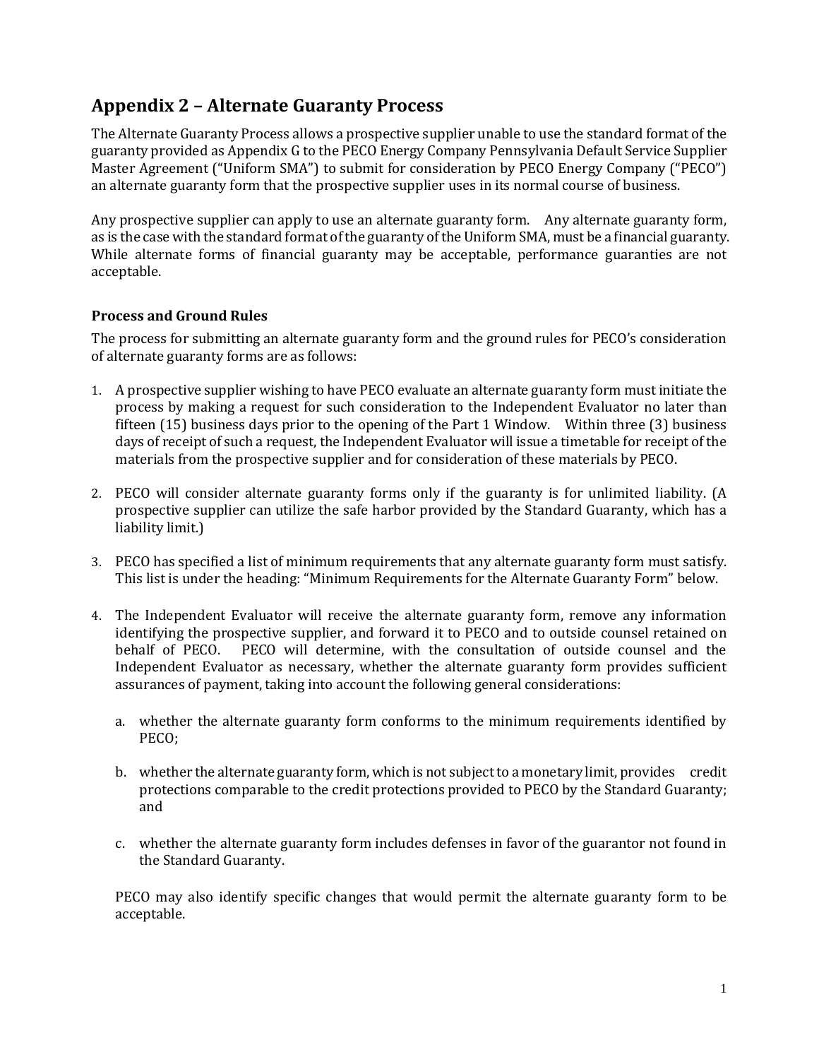## Appendix 2 – Alternate Guaranty Process

The Alternate Guaranty Process allows a prospective supplier unable to use the standard format of the guaranty provided as Appendix G to the PECO Energy Company Pennsylvania Default Service Supplier Master Agreement ("Uniform SMA") to submit for consideration by PECO Energy Company ("PECO") an alternate guaranty form that the prospective supplier uses in its normal course of business.

Any prospective supplier can apply to use an alternate guaranty form. Any alternate guaranty form, as is the case with the standard format of the guaranty of the Uniform SMA, must be a financial guaranty. While alternate forms of financial guaranty may be acceptable, performance guaranties are not acceptable.

### Process and Ground Rules

The process for submitting an alternate guaranty form and the ground rules for PECO's consideration of alternate guaranty forms are as follows:

1. A prospective supplier wishing to have PECO evaluate an alternate guaranty form must initiate the process by making a request for such consideration to the Independent Evaluator no later than fifteen (15) business days prior to the opening of the Part 1 Window. Within three (3) business days of receipt of such a request, the Independent Evaluator will issue a timetable for receipt of the materials from the prospective supplier and for consideration of these materials by PECO.

2. PECO will consider alternate guaranty forms only if the guaranty is for unlimited liability. (A prospective supplier can utilize the safe harbor provided by the Standard Guaranty, which has a liability limit.)

3. PECO has specified a list of minimum requirements that any alternate guaranty form must satisfy. This list is under the heading: "Minimum Requirements for the Alternate Guaranty Form" below.

4. The Independent Evaluator will receive the alternate guaranty form, remove any information identifying the prospective supplier, and forward it to PECO and to outside counsel retained on behalf of PECO. PECO will determine, with the consultation of outside counsel and the Independent Evaluator as necessary, whether the alternate guaranty form provides sufficient assurances of payment, taking into account the following general considerations:

   a. whether the alternate guaranty form conforms to the minimum requirements identified by PECO;

   b. whether the alternate guaranty form, which is not subject to a monetary limit, provides credit protections comparable to the credit protections provided to PECO by the Standard Guaranty; and

   c. whether the alternate guaranty form includes defenses in favor of the guarantor not found in the Standard Guaranty.

   PECO may also identify specific changes that would permit the alternate guaranty form to be acceptable.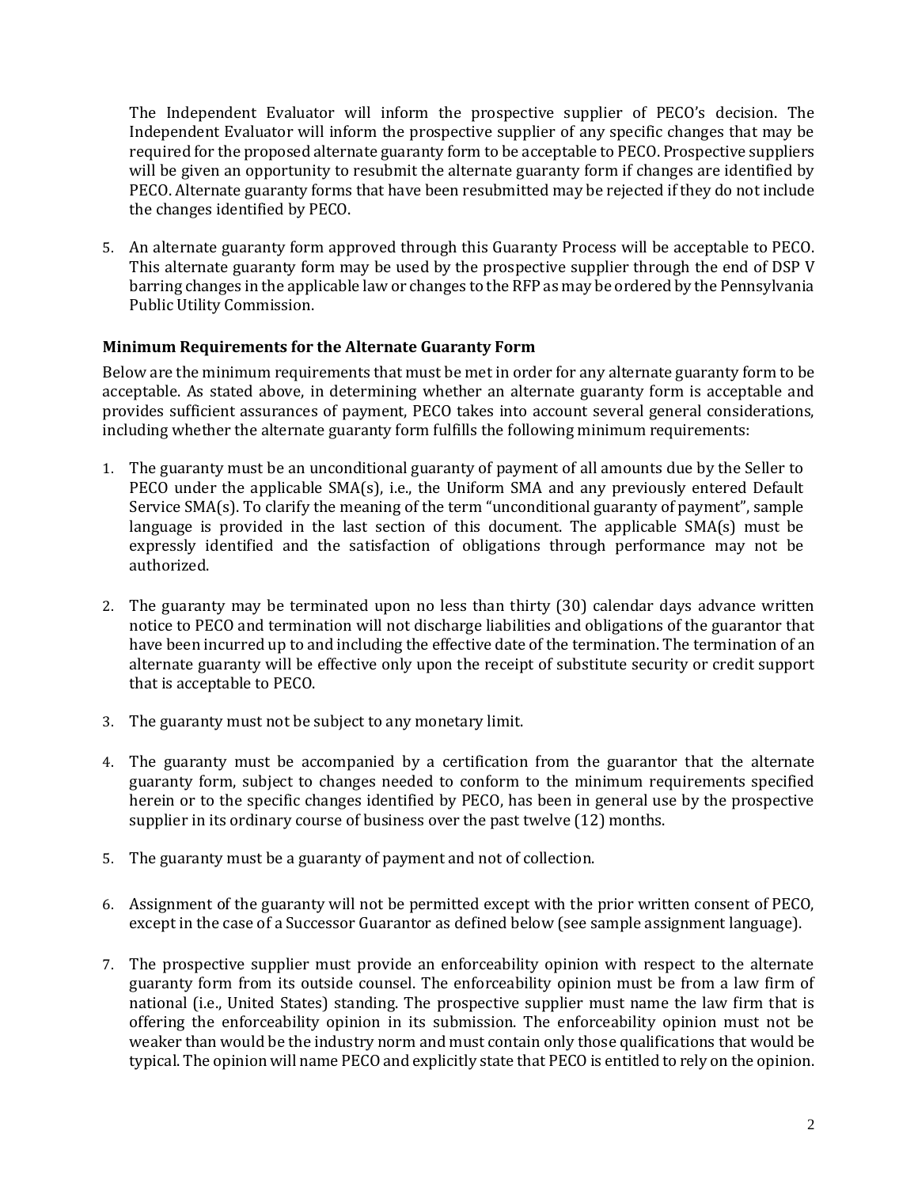The Independent Evaluator will inform the prospective supplier of PECO's decision. The Independent Evaluator will inform the prospective supplier of any specific changes that may be required for the proposed alternate guaranty form to be acceptable to PECO. Prospective suppliers will be given an opportunity to resubmit the alternate guaranty form if changes are identified by PECO. Alternate guaranty forms that have been resubmitted may be rejected if they do not include the changes identified by PECO.

5. An alternate guaranty form approved through this Guaranty Process will be acceptable to PECO. This alternate guaranty form may be used by the prospective supplier through the end of DSP V barring changes in the applicable law or changes to the RFP as may be ordered by the Pennsylvania Public Utility Commission.

**Minimum Requirements for the Alternate Guaranty Form**

Below are the minimum requirements that must be met in order for any alternate guaranty form to be acceptable. As stated above, in determining whether an alternate guaranty form is acceptable and provides sufficient assurances of payment, PECO takes into account several general considerations, including whether the alternate guaranty form fulfills the following minimum requirements:

1. The guaranty must be an unconditional guaranty of payment of all amounts due by the Seller to PECO under the applicable SMA(s), i.e., the Uniform SMA and any previously entered Default Service SMA(s). To clarify the meaning of the term "unconditional guaranty of payment", sample language is provided in the last section of this document. The applicable SMA(s) must be expressly identified and the satisfaction of obligations through performance may not be authorized.

2. The guaranty may be terminated upon no less than thirty (30) calendar days advance written notice to PECO and termination will not discharge liabilities and obligations of the guarantor that have been incurred up to and including the effective date of the termination. The termination of an alternate guaranty will be effective only upon the receipt of substitute security or credit support that is acceptable to PECO.

3. The guaranty must not be subject to any monetary limit.

4. The guaranty must be accompanied by a certification from the guarantor that the alternate guaranty form, subject to changes needed to conform to the minimum requirements specified herein or to the specific changes identified by PECO, has been in general use by the prospective supplier in its ordinary course of business over the past twelve (12) months.

5. The guaranty must be a guaranty of payment and not of collection.

6. Assignment of the guaranty will not be permitted except with the prior written consent of PECO, except in the case of a Successor Guarantor as defined below (see sample assignment language).

7. The prospective supplier must provide an enforceability opinion with respect to the alternate guaranty form from its outside counsel. The enforceability opinion must be from a law firm of national (i.e., United States) standing. The prospective supplier must name the law firm that is offering the enforceability opinion in its submission. The enforceability opinion must not be weaker than would be the industry norm and must contain only those qualifications that would be typical. The opinion will name PECO and explicitly state that PECO is entitled to rely on the opinion.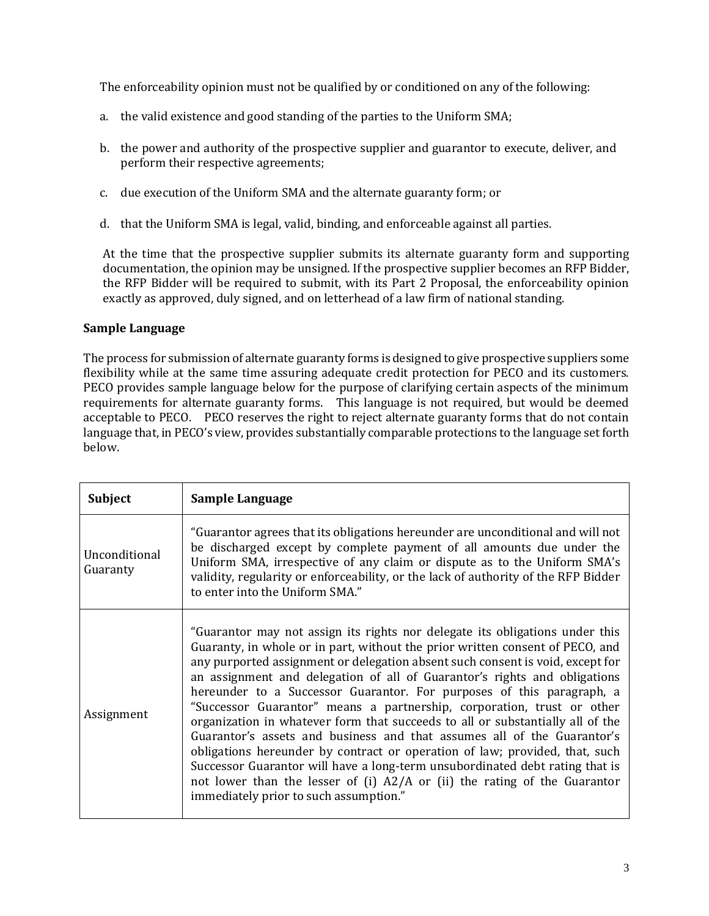The enforceability opinion must not be qualified by or conditioned on any of the following:

a. the valid existence and good standing of the parties to the Uniform SMA;

b. the power and authority of the prospective supplier and guarantor to execute, deliver, and perform their respective agreements;

c. due execution of the Uniform SMA and the alternate guaranty form; or

d. that the Uniform SMA is legal, valid, binding, and enforceable against all parties.

At the time that the prospective supplier submits its alternate guaranty form and supporting documentation, the opinion may be unsigned. If the prospective supplier becomes an RFP Bidder, the RFP Bidder will be required to submit, with its Part 2 Proposal, the enforceability opinion exactly as approved, duly signed, and on letterhead of a law firm of national standing.

**Sample Language**

The process for submission of alternate guaranty forms is designed to give prospective suppliers some flexibility while at the same time assuring adequate credit protection for PECO and its customers. PECO provides sample language below for the purpose of clarifying certain aspects of the minimum requirements for alternate guaranty forms. This language is not required, but would be deemed acceptable to PECO. PECO reserves the right to reject alternate guaranty forms that do not contain language that, in PECO's view, provides substantially comparable protections to the language set forth below.

| **Subject** | **Sample Language** |
|---|---|
| Unconditional Guaranty | "Guarantor agrees that its obligations hereunder are unconditional and will not be discharged except by complete payment of all amounts due under the Uniform SMA, irrespective of any claim or dispute as to the Uniform SMA's validity, regularity or enforceability, or the lack of authority of the RFP Bidder to enter into the Uniform SMA." |
| Assignment | "Guarantor may not assign its rights nor delegate its obligations under this Guaranty, in whole or in part, without the prior written consent of PECO, and any purported assignment or delegation absent such consent is void, except for an assignment and delegation of all of Guarantor's rights and obligations hereunder to a Successor Guarantor. For purposes of this paragraph, a "Successor Guarantor" means a partnership, corporation, trust or other organization in whatever form that succeeds to all or substantially all of the Guarantor's assets and business and that assumes all of the Guarantor's obligations hereunder by contract or operation of law; provided, that, such Successor Guarantor will have a long-term unsubordinated debt rating that is not lower than the lesser of (i) A2/A or (ii) the rating of the Guarantor immediately prior to such assumption." |